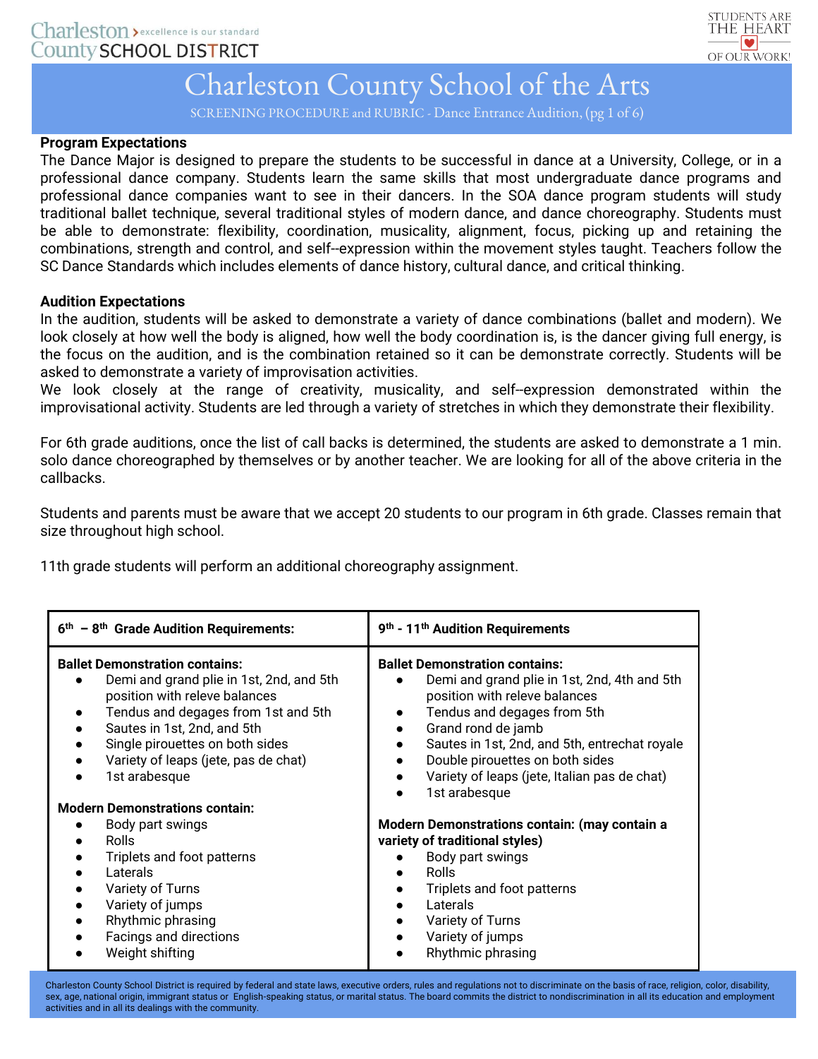# Charleston County School of the Arts

SCREENING PROCEDURE and RUBRIC - Dance Entrance Audition

**Program Expectations**

The Dance Major is designed to prepare the students to be successful in dance at a University, College, or in a professional dance company. Students learn the same skills that most undergraduate dance programs and professional dance companies want to see in their dancers. In the SOA dance program students will study traditional ballet technique, several traditional styles of modern dance, and dance choreography. Students must be able to demonstrate: flexibility, coordination, musicality, alignment, focus, picking up and retaining the combinations, strength and control, and self--expression within the movement styles taught. Teachers follow the SC Dance Standards which includes elements of dance history, cultural dance, and critical thinking.

**Audition Expectations**

In the audition, students will be asked to demonstrate a variety of dance combinations (ballet and modern). We look closely at how well the body is aligned, how well the body coordination is, is the dancer giving full energy, is the focus on the audition, and is the combination retained so it can be demonstrate correctly. Students will be asked to demonstrate a variety of improvisation activities.

We look closely at the range of creativity, musicality, and self--expression demonstrated within the improvisational activity. Students are led through a variety of stretches in which they demonstrate their flexibility.

For 6th grade auditions, once the list of call backs is determined, the students are asked to demonstrate a 1 min. solo dance choreographed by themselves or by another teacher. We are looking for all of the above criteria in the callbacks.

Students and parents must be aware that we accept 20 students to our program in 6th grade. Classes remain that size throughout high school.

11th grade students will perform an additional choreography assignment.

| 6th – 8th Grade Audition Requirements: | 9th - 11th Audition Requirements |
|---|---|
| **Ballet Demonstration contains:**<br>• Demi and grand plie in 1st, 2nd, and 5th position with releve balances<br>• Tendus and degages from 1st and 5th<br>• Sautes in 1st, 2nd, and 5th<br>• Single pirouettes on both sides<br>• Variety of leaps (jete, pas de chat)<br>• 1st arabesque<br><br>**Modern Demonstrations contain:**<br>• Body part swings<br>• Rolls<br>• Triplets and foot patterns<br>• Laterals<br>• Variety of Turns<br>• Variety of jumps<br>• Rhythmic phrasing<br>• Facings and directions<br>• Weight shifting | **Ballet Demonstration contains:**<br>• Demi and grand plie in 1st, 2nd, 4th and 5th position with releve balances<br>• Tendus and degages from 5th<br>• Grand rond de jamb<br>• Sautes in 1st, 2nd, and 5th, entrechat royale<br>• Double pirouettes on both sides<br>• Variety of leaps (jete, Italian pas de chat)<br>• 1st arabesque<br><br>**Modern Demonstrations contain: (may contain a variety of traditional styles)**<br>• Body part swings<br>• Rolls<br>• Triplets and foot patterns<br>• Laterals<br>• Variety of Turns<br>• Variety of jumps<br>• Rhythmic phrasing |

Charleston County School District is required by federal and state laws, executive orders, rules and regulations not to discriminate on the basis of race, religion, color, disability, sex, age, national origin, immigrant status or English-speaking status, or marital status. The board commits the district to nondiscrimination in all its education and employment activities and in all its dealings with the community.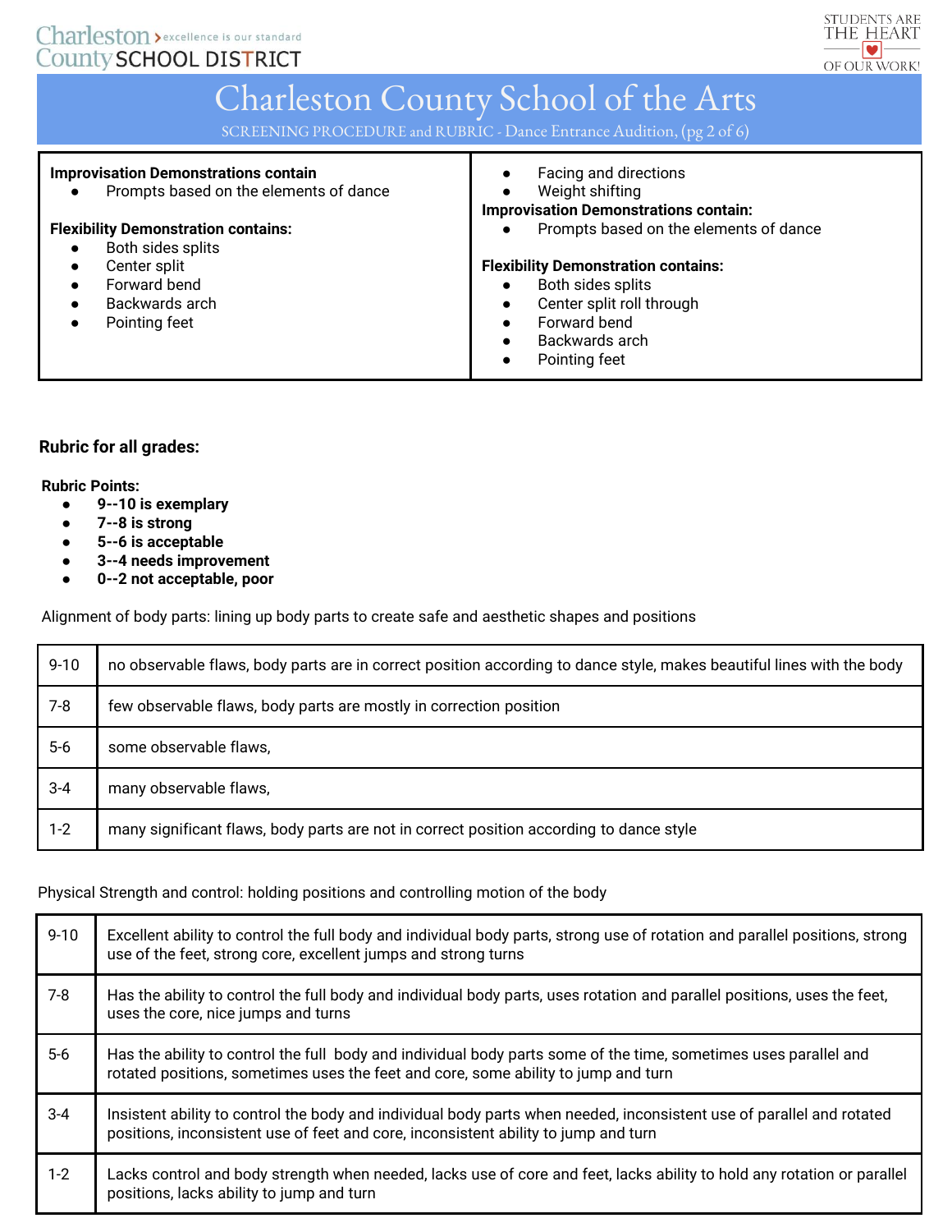**Improvisation Demonstrations contain**

- Prompts based on the elements of dance

**Flexibility Demonstration contains:**

- Both sides splits
- Center split
- Forward bend
- Backwards arch
- Pointing feet

- Facing and directions
- Weight shifting

**Improvisation Demonstrations contain:**

- Prompts based on the elements of dance

**Flexibility Demonstration contains:**

- Both sides splits
- Center split roll through
- Forward bend
- Backwards arch
- Pointing feet

**Rubric for all grades:**

**Rubric Points:**

- **9--10 is exemplary**
- **7--8 is strong**
- **5--6 is acceptable**
- **3--4 needs improvement**
- **0--2 not acceptable, poor**

Alignment of body parts: lining up body parts to create safe and aesthetic shapes and positions

| | |
|---|---|
| 9-10 | no observable flaws, body parts are in correct position according to dance style, makes beautiful lines with the body |
| 7-8 | few observable flaws, body parts are mostly in correction position |
| 5-6 | some observable flaws, |
| 3-4 | many observable flaws, |
| 1-2 | many significant flaws, body parts are not in correct position according to dance style |

Physical Strength and control: holding positions and controlling motion of the body

| | |
|---|---|
| 9-10 | Excellent ability to control the full body and individual body parts, strong use of rotation and parallel positions, strong use of the feet, strong core, excellent jumps and strong turns |
| 7-8 | Has the ability to control the full body and individual body parts, uses rotation and parallel positions, uses the feet, uses the core, nice jumps and turns |
| 5-6 | Has the ability to control the full body and individual body parts some of the time, sometimes uses parallel and rotated positions, sometimes uses the feet and core, some ability to jump and turn |
| 3-4 | Insistent ability to control the body and individual body parts when needed, inconsistent use of parallel and rotated positions, inconsistent use of feet and core, inconsistent ability to jump and turn |
| 1-2 | Lacks control and body strength when needed, lacks use of core and feet, lacks ability to hold any rotation or parallel positions, lacks ability to jump and turn |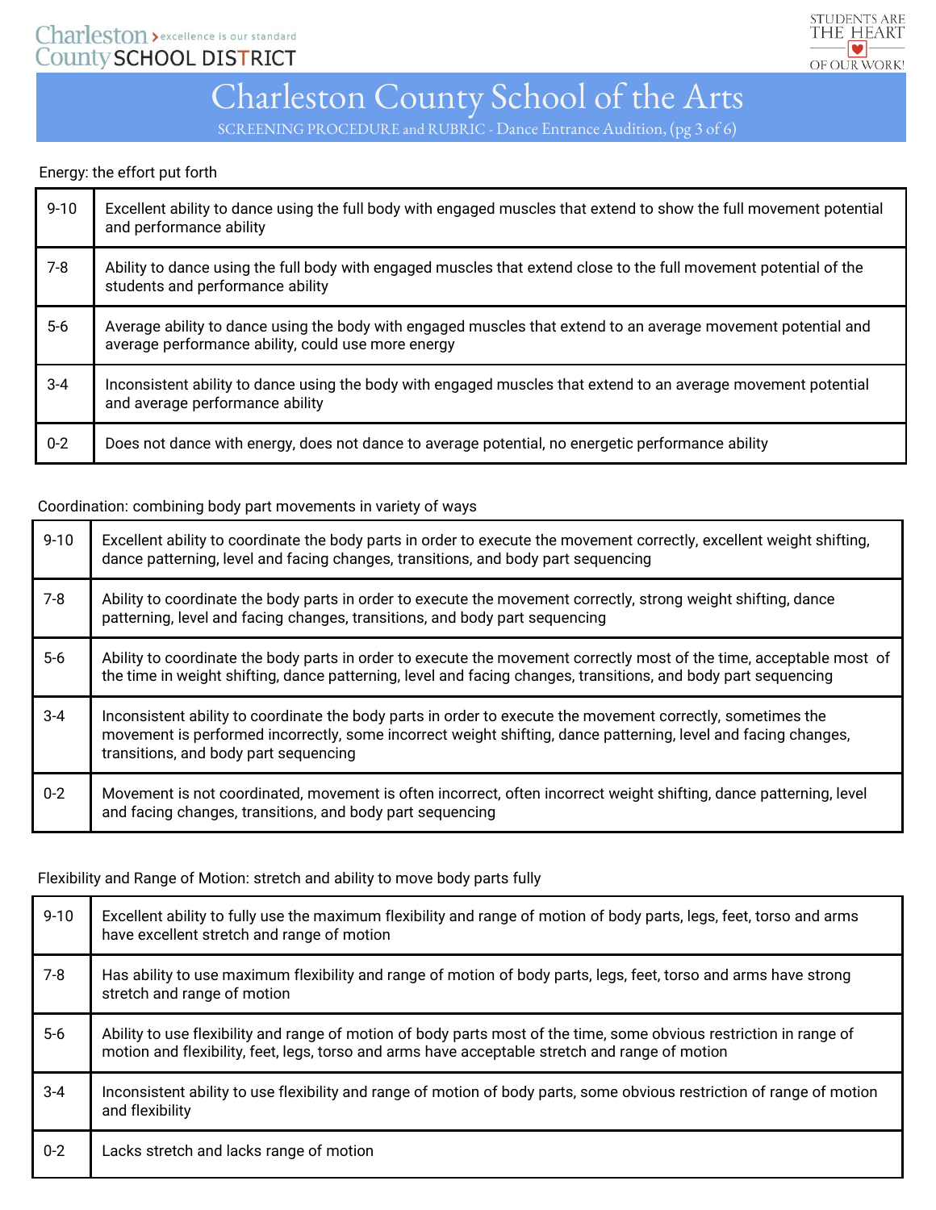Energy: the effort put forth

| | |
|---|---|
| 9-10 | Excellent ability to dance using the full body with engaged muscles that extend to show the full movement potential and performance ability |
| 7-8 | Ability to dance using the full body with engaged muscles that extend close to the full movement potential of the students and performance ability |
| 5-6 | Average ability to dance using the body with engaged muscles that extend to an average movement potential and average performance ability, could use more energy |
| 3-4 | Inconsistent ability to dance using the body with engaged muscles that extend to an average movement potential and average performance ability |
| 0-2 | Does not dance with energy, does not dance to average potential, no energetic performance ability |

Coordination: combining body part movements in variety of ways

| | |
|---|---|
| 9-10 | Excellent ability to coordinate the body parts in order to execute the movement correctly, excellent weight shifting, dance patterning, level and facing changes, transitions, and body part sequencing |
| 7-8 | Ability to coordinate the body parts in order to execute the movement correctly, strong weight shifting, dance patterning, level and facing changes, transitions, and body part sequencing |
| 5-6 | Ability to coordinate the body parts in order to execute the movement correctly most of the time, acceptable most of the time in weight shifting, dance patterning, level and facing changes, transitions, and body part sequencing |
| 3-4 | Inconsistent ability to coordinate the body parts in order to execute the movement correctly, sometimes the movement is performed incorrectly, some incorrect weight shifting, dance patterning, level and facing changes, transitions, and body part sequencing |
| 0-2 | Movement is not coordinated, movement is often incorrect, often incorrect weight shifting, dance patterning, level and facing changes, transitions, and body part sequencing |

Flexibility and Range of Motion: stretch and ability to move body parts fully

| | |
|---|---|
| 9-10 | Excellent ability to fully use the maximum flexibility and range of motion of body parts, legs, feet, torso and arms have excellent stretch and range of motion |
| 7-8 | Has ability to use maximum flexibility and range of motion of body parts, legs, feet, torso and arms have strong stretch and range of motion |
| 5-6 | Ability to use flexibility and range of motion of body parts most of the time, some obvious restriction in range of motion and flexibility, feet, legs, torso and arms have acceptable stretch and range of motion |
| 3-4 | Inconsistent ability to use flexibility and range of motion of body parts, some obvious restriction of range of motion and flexibility |
| 0-2 | Lacks stretch and lacks range of motion |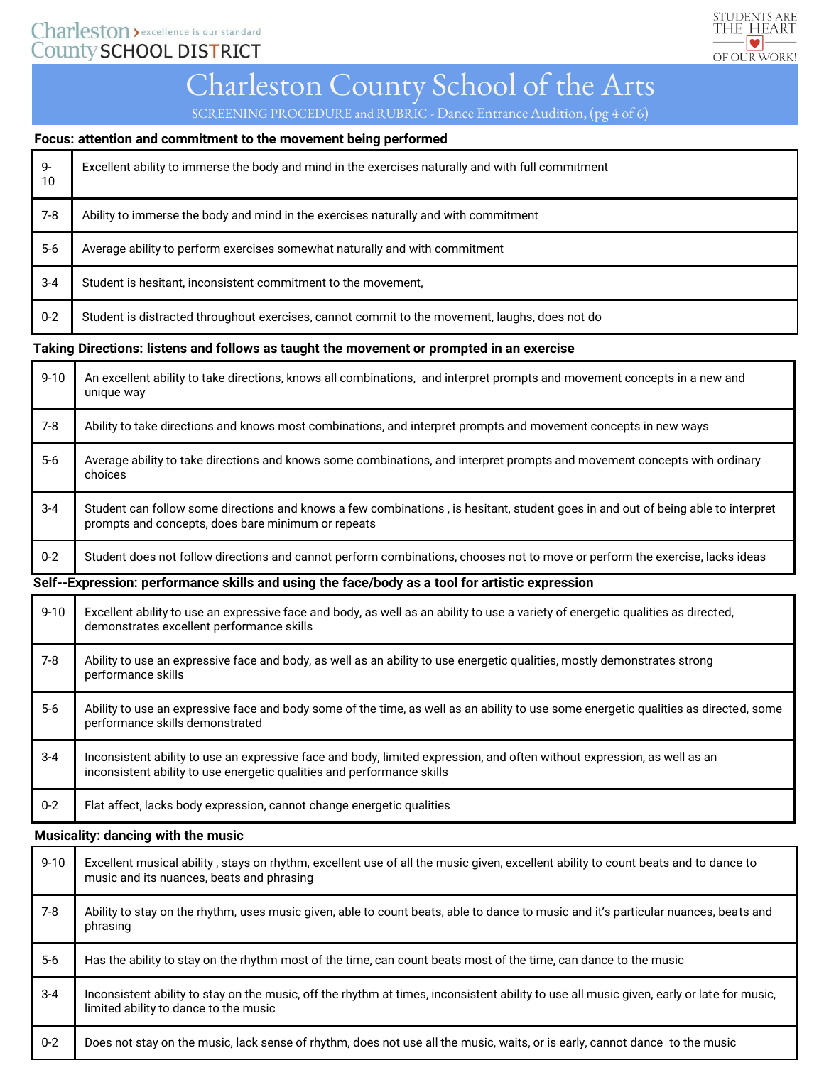**Focus: attention and commitment to the movement being performed**

| | |
|---|---|
| 9-10 | Excellent ability to immerse the body and mind in the exercises naturally and with full commitment |
| 7-8 | Ability to immerse the body and mind in the exercises naturally and with commitment |
| 5-6 | Average ability to perform exercises somewhat naturally and with commitment |
| 3-4 | Student is hesitant, inconsistent commitment to the movement, |
| 0-2 | Student is distracted throughout exercises, cannot commit to the movement, laughs, does not do |

**Taking Directions: listens and follows as taught the movement or prompted in an exercise**

| | |
|---|---|
| 9-10 | An excellent ability to take directions, knows all combinations, and interpret prompts and movement concepts in a new and unique way |
| 7-8 | Ability to take directions and knows most combinations, and interpret prompts and movement concepts in new ways |
| 5-6 | Average ability to take directions and knows some combinations, and interpret prompts and movement concepts with ordinary choices |
| 3-4 | Student can follow some directions and knows a few combinations , is hesitant, student goes in and out of being able to interpret prompts and concepts, does bare minimum or repeats |
| 0-2 | Student does not follow directions and cannot perform combinations, chooses not to move or perform the exercise, lacks ideas |

**Self--Expression: performance skills and using the face/body as a tool for artistic expression**

| | |
|---|---|
| 9-10 | Excellent ability to use an expressive face and body, as well as an ability to use a variety of energetic qualities as directed, demonstrates excellent performance skills |
| 7-8 | Ability to use an expressive face and body, as well as an ability to use energetic qualities, mostly demonstrates strong performance skills |
| 5-6 | Ability to use an expressive face and body some of the time, as well as an ability to use some energetic qualities as directed, some performance skills demonstrated |
| 3-4 | Inconsistent ability to use an expressive face and body, limited expression, and often without expression, as well as an inconsistent ability to use energetic qualities and performance skills |
| 0-2 | Flat affect, lacks body expression, cannot change energetic qualities |

**Musicality: dancing with the music**

| | |
|---|---|
| 9-10 | Excellent musical ability , stays on rhythm, excellent use of all the music given, excellent ability to count beats and to dance to music and its nuances, beats and phrasing |
| 7-8 | Ability to stay on the rhythm, uses music given, able to count beats, able to dance to music and it's particular nuances, beats and phrasing |
| 5-6 | Has the ability to stay on the rhythm most of the time, can count beats most of the time, can dance to the music |
| 3-4 | Inconsistent ability to stay on the music, off the rhythm at times, inconsistent ability to use all music given, early or late for music, limited ability to dance to the music |
| 0-2 | Does not stay on the music, lack sense of rhythm, does not use all the music, waits, or is early, cannot dance to the music |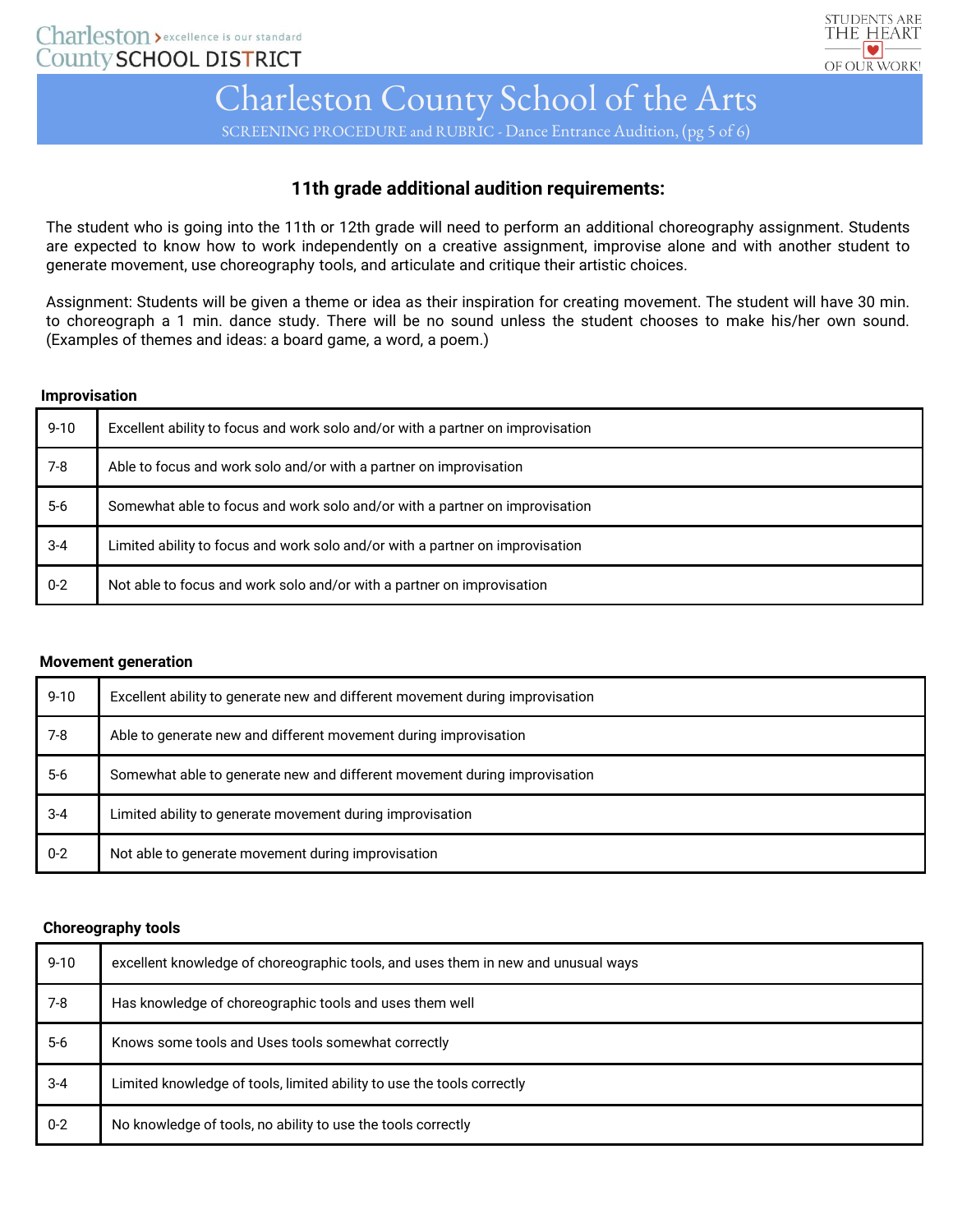## 11th grade additional audition requirements:

The student who is going into the 11th or 12th grade will need to perform an additional choreography assignment. Students are expected to know how to work independently on a creative assignment, improvise alone and with another student to generate movement, use choreography tools, and articulate and critique their artistic choices.

Assignment: Students will be given a theme or idea as their inspiration for creating movement. The student will have 30 min. to choreograph a 1 min. dance study. There will be no sound unless the student chooses to make his/her own sound. (Examples of themes and ideas: a board game, a word, a poem.)

**Improvisation**

| | |
|---|---|
| 9-10 | Excellent ability to focus and work solo and/or with a partner on improvisation |
| 7-8 | Able to focus and work solo and/or with a partner on improvisation |
| 5-6 | Somewhat able to focus and work solo and/or with a partner on improvisation |
| 3-4 | Limited ability to focus and work solo and/or with a partner on improvisation |
| 0-2 | Not able to focus and work solo and/or with a partner on improvisation |

**Movement generation**

| | |
|---|---|
| 9-10 | Excellent ability to generate new and different movement during improvisation |
| 7-8 | Able to generate new and different movement during improvisation |
| 5-6 | Somewhat able to generate new and different movement during improvisation |
| 3-4 | Limited ability to generate movement during improvisation |
| 0-2 | Not able to generate movement during improvisation |

**Choreography tools**

| | |
|---|---|
| 9-10 | excellent knowledge of choreographic tools, and uses them in new and unusual ways |
| 7-8 | Has knowledge of choreographic tools and uses them well |
| 5-6 | Knows some tools and Uses tools somewhat correctly |
| 3-4 | Limited knowledge of tools, limited ability to use the tools correctly |
| 0-2 | No knowledge of tools, no ability to use the tools correctly |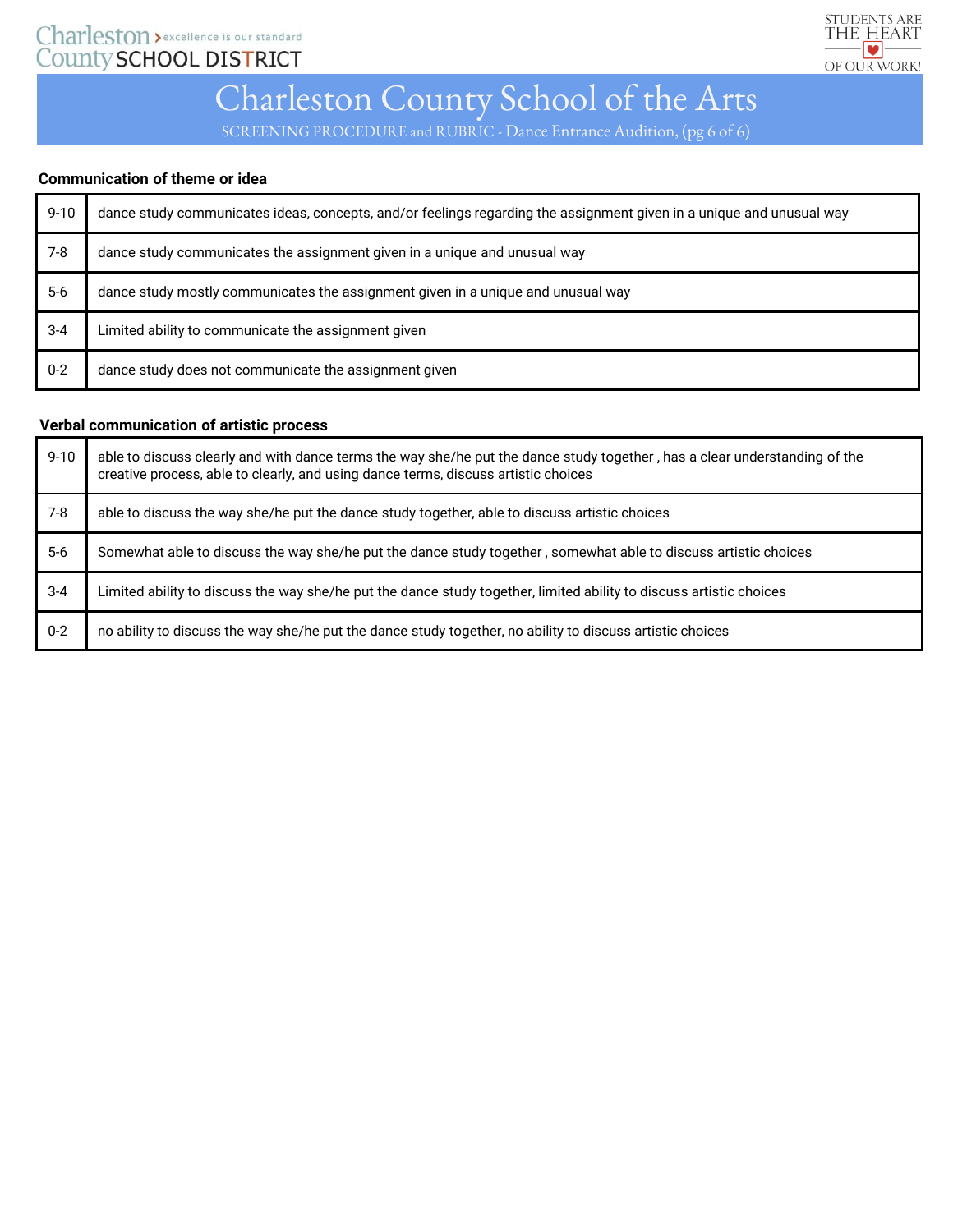# Charleston County School of the Arts

SCREENING PROCEDURE and RUBRIC - Dance Entrance Audition, (pg 6 of 6)

**Communication of theme or idea**

| | |
|---|---|
| 9-10 | dance study communicates ideas, concepts, and/or feelings regarding the assignment given in a unique and unusual way |
| 7-8 | dance study communicates the assignment given in a unique and unusual way |
| 5-6 | dance study mostly communicates the assignment given in a unique and unusual way |
| 3-4 | Limited ability to communicate the assignment given |
| 0-2 | dance study does not communicate the assignment given |

**Verbal communication of artistic process**

| | |
|---|---|
| 9-10 | able to discuss clearly and with dance terms the way she/he put the dance study together , has a clear understanding of the creative process, able to clearly, and using dance terms, discuss artistic choices |
| 7-8 | able to discuss the way she/he put the dance study together, able to discuss artistic choices |
| 5-6 | Somewhat able to discuss the way she/he put the dance study together , somewhat able to discuss artistic choices |
| 3-4 | Limited ability to discuss the way she/he put the dance study together, limited ability to discuss artistic choices |
| 0-2 | no ability to discuss the way she/he put the dance study together, no ability to discuss artistic choices |